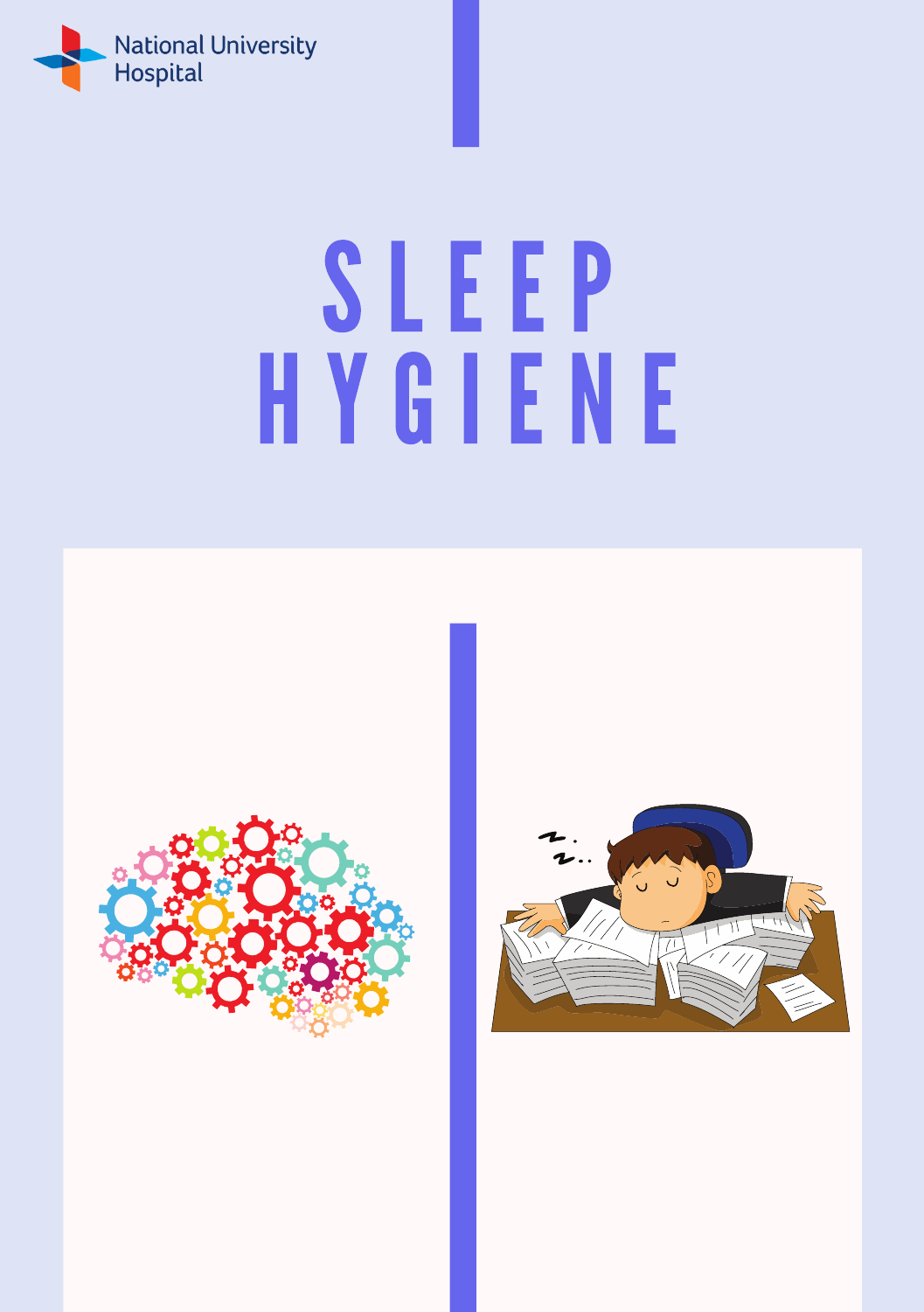National University Hospital

# SLEEP HYGIENE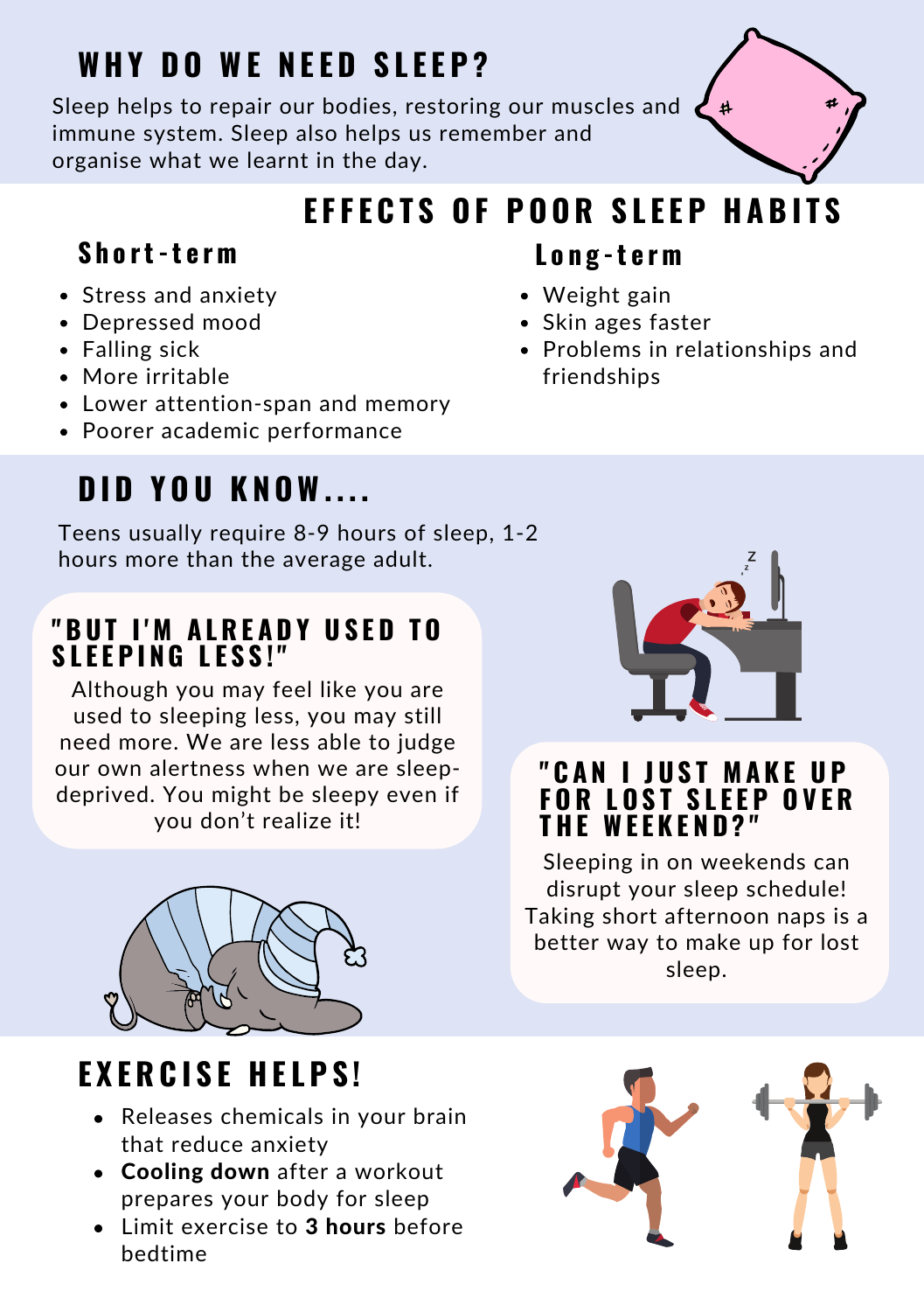## WHY DO WE NEED SLEEP?

Sleep helps to repair our bodies, restoring our muscles and immune system. Sleep also helps us remember and organise what we learnt in the day.

## EFFECTS OF POOR SLEEP HABITS

### Short-term

- Stress and anxiety
- Depressed mood
- Falling sick
- More irritable
- Lower attention-span and memory
- Poorer academic performance

### Long-term

- Weight gain
- Skin ages faster
- Problems in relationships and friendships

## DID YOU KNOW....

Teens usually require 8-9 hours of sleep, 1-2 hours more than the average adult.

### "BUT I'M ALREADY USED TO SLEEPING LESS!"

Although you may feel like you are used to sleeping less, you may still need more. We are less able to judge our own alertness when we are sleep-deprived. You might be sleepy even if you don't realize it!

### "CAN I JUST MAKE UP FOR LOST SLEEP OVER THE WEEKEND?"

Sleeping in on weekends can disrupt your sleep schedule! Taking short afternoon naps is a better way to make up for lost sleep.

## EXERCISE HELPS!

- Releases chemicals in your brain that reduce anxiety
- **Cooling down** after a workout prepares your body for sleep
- Limit exercise to **3 hours** before bedtime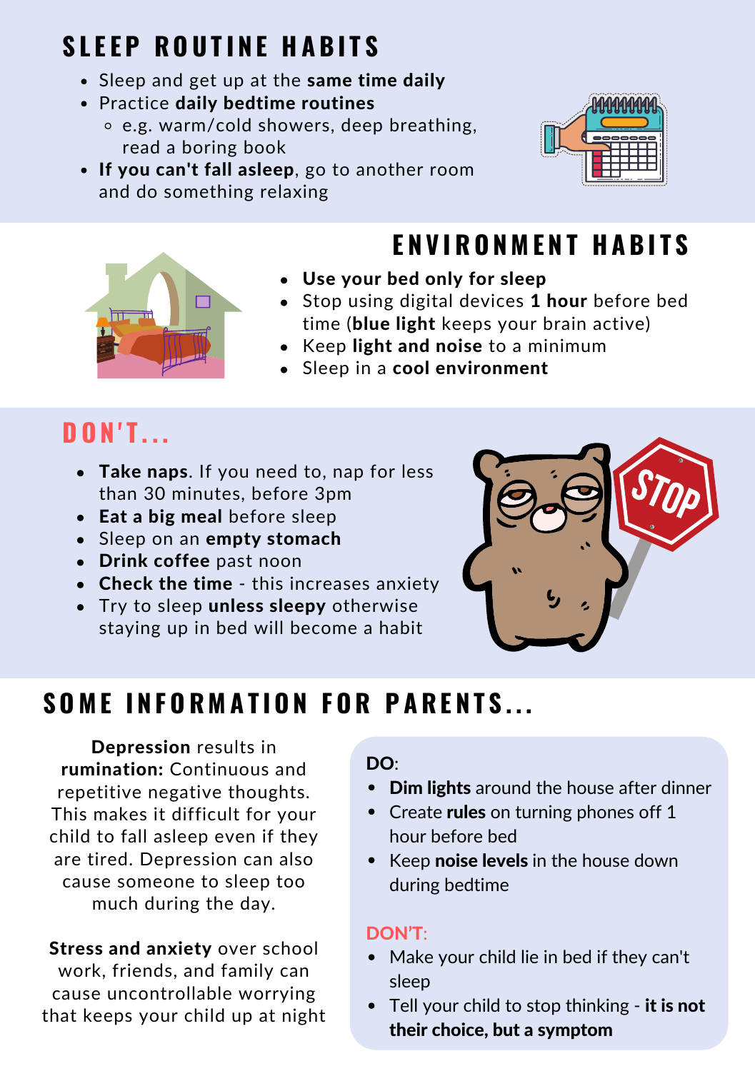# SLEEP ROUTINE HABITS

- Sleep and get up at the **same time daily**
- Practice **daily bedtime routines**
  - e.g. warm/cold showers, deep breathing, read a boring book
- **If you can't fall asleep**, go to another room and do something relaxing

# ENVIRONMENT HABITS

- **Use your bed only for sleep**
- Stop using digital devices **1 hour** before bed time (**blue light** keeps your brain active)
- Keep **light and noise** to a minimum
- Sleep in a **cool environment**

# DON'T...

- **Take naps**. If you need to, nap for less than 30 minutes, before 3pm
- **Eat a big meal** before sleep
- Sleep on an **empty stomach**
- **Drink coffee** past noon
- **Check the time** - this increases anxiety
- Try to sleep **unless sleepy** otherwise staying up in bed will become a habit

# SOME INFORMATION FOR PARENTS...

**Depression** results in **rumination:** Continuous and repetitive negative thoughts. This makes it difficult for your child to fall asleep even if they are tired. Depression can also cause someone to sleep too much during the day.

**Stress and anxiety** over school work, friends, and family can cause uncontrollable worrying that keeps your child up at night

**DO**:

- **Dim lights** around the house after dinner
- Create **rules** on turning phones off 1 hour before bed
- Keep **noise levels** in the house down during bedtime

**DON'T**:

- Make your child lie in bed if they can't sleep
- Tell your child to stop thinking - **it is not their choice, but a symptom**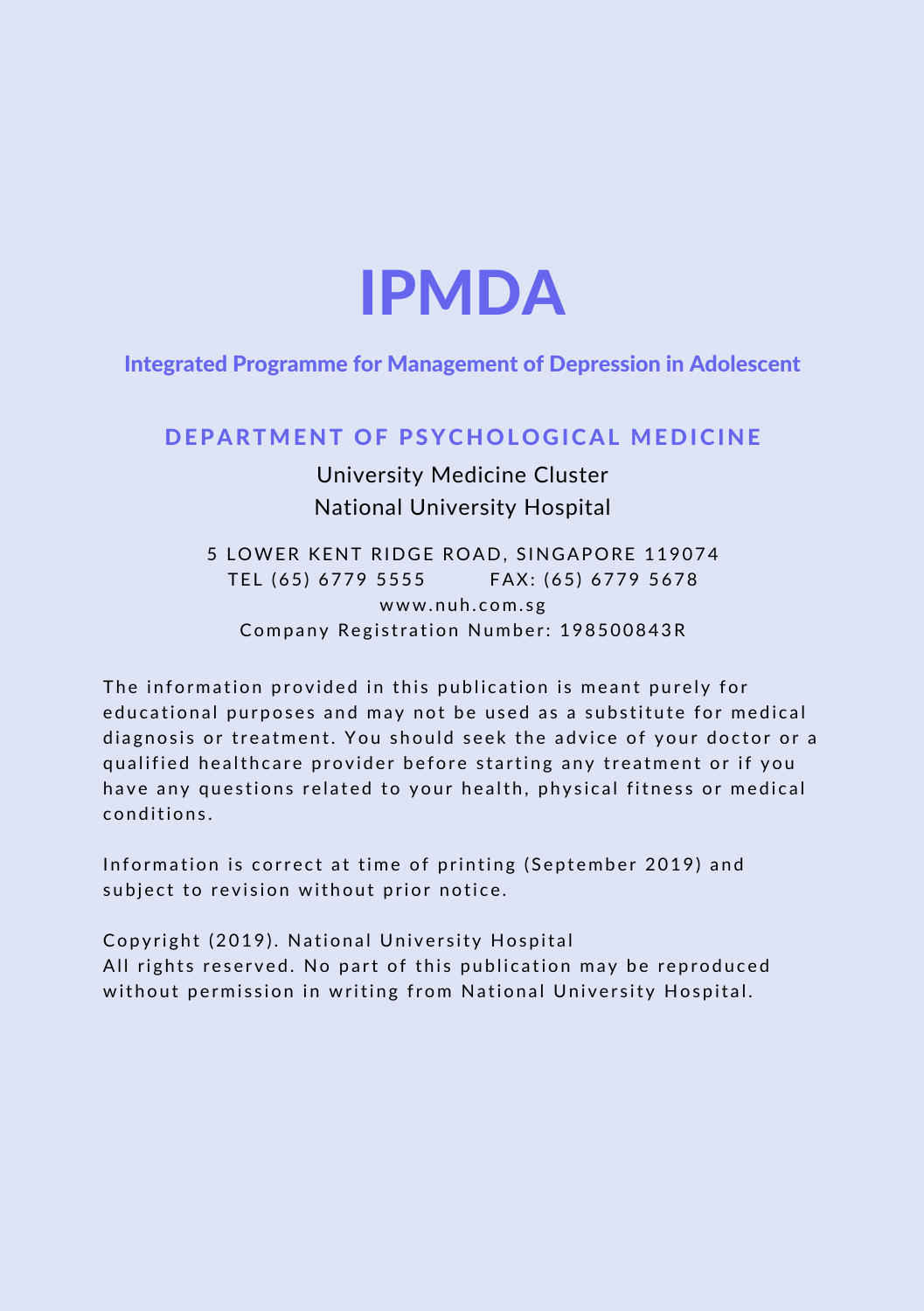# IPMDA

**Integrated Programme for Management of Depression in Adolescent**

## DEPARTMENT OF PSYCHOLOGICAL MEDICINE

University Medicine Cluster
National University Hospital

5 LOWER KENT RIDGE ROAD, SINGAPORE 119074
TEL (65) 6779 5555 FAX: (65) 6779 5678
www.nuh.com.sg
Company Registration Number: 198500843R

The information provided in this publication is meant purely for educational purposes and may not be used as a substitute for medical diagnosis or treatment. You should seek the advice of your doctor or a qualified healthcare provider before starting any treatment or if you have any questions related to your health, physical fitness or medical conditions.

Information is correct at time of printing (September 2019) and subject to revision without prior notice.

Copyright (2019). National University Hospital
All rights reserved. No part of this publication may be reproduced without permission in writing from National University Hospital.